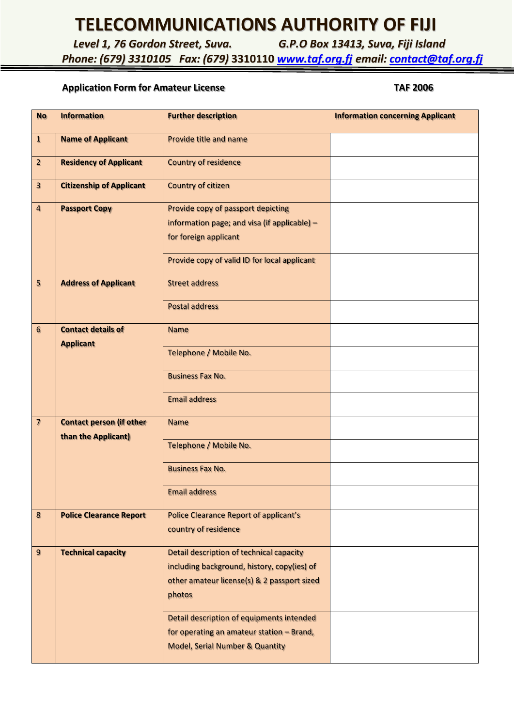# TELECOMMUNICATIONS AUTHORITY OF FIJI

*Level 1, 76 Gordon Street, Suva.* *G.P.O Box 13413, Suva, Fiji Island*

*Phone: (679) 3310105 Fax: (679)* 3310110 *[www.taf.org.fj](http://www.taf.org.fj) email: [contact@taf.org.fj](mailto:contact@taf.org.fj)*

**Application Form for Amateur License** **TAF 2006**

| No | Information | Further description | Information concerning Applicant |
|---|---|---|---|
| 1 | **Name of Applicant** | Provide title and name | |
| 2 | **Residency of Applicant** | Country of residence | |
| 3 | **Citizenship of Applicant** | Country of citizen | |
| 4 | **Passport Copy** | Provide copy of passport depicting information page; and visa (if applicable) – for foreign applicant | |
| | | Provide copy of valid ID for local applicant | |
| 5 | **Address of Applicant** | Street address | |
| | | Postal address | |
| 6 | **Contact details of Applicant** | Name | |
| | | Telephone / Mobile No. | |
| | | Business Fax No. | |
| | | Email address | |
| 7 | **Contact person (if other than the Applicant)** | Name | |
| | | Telephone / Mobile No. | |
| | | Business Fax No. | |
| | | Email address | |
| 8 | **Police Clearance Report** | Police Clearance Report of applicant's country of residence | |
| 9 | **Technical capacity** | Detail description of technical capacity including background, history, copy(ies) of other amateur license(s) & 2 passport sized photos | |
| | | Detail description of equipments intended for operating an amateur station – Brand, Model, Serial Number & Quantity | |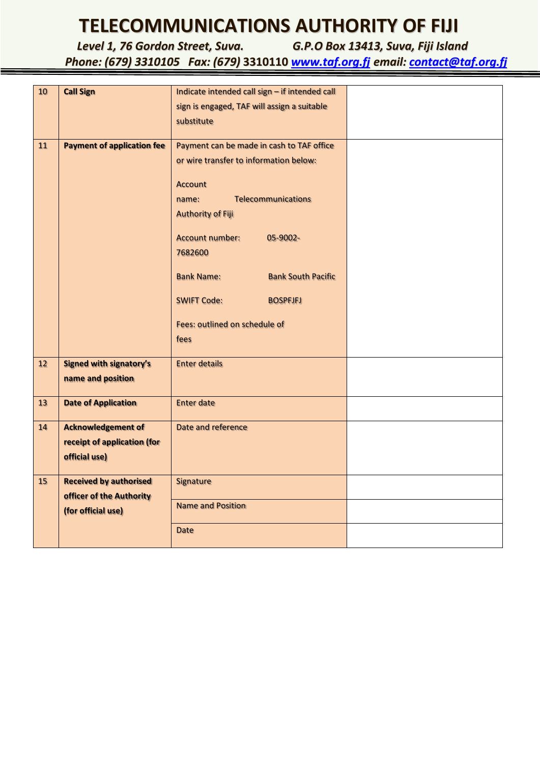# TELECOMMUNICATIONS AUTHORITY OF FIJI

*Level 1, 76 Gordon Street, Suva.* *G.P.O Box 13413, Suva, Fiji Island*

*Phone: (679) 3310105 Fax: (679)* 3310110 *www.taf.org.fj email: contact@taf.org.fj*

| | | | |
|---|---|---|---|
| 10 | **Call Sign** | Indicate intended call sign – if intended call sign is engaged, TAF will assign a suitable substitute | |
| 11 | **Payment of application fee** | Payment can be made in cash to TAF office or wire transfer to information below:<br><br>Account name: Telecommunications Authority of Fiji<br><br>Account number: 05-9002-7682600<br><br>Bank Name: Bank South Pacific<br><br>SWIFT Code: BOSPFJFJ<br><br>Fees: outlined on schedule of fees | |
| 12 | **Signed with signatory's name and position** | Enter details | |
| 13 | **Date of Application** | Enter date | |
| 14 | **Acknowledgement of receipt of application (for official use)** | Date and reference | |
| 15 | **Received by authorised officer of the Authority (for official use)** | Signature | |
| | | Name and Position | |
| | | Date | |